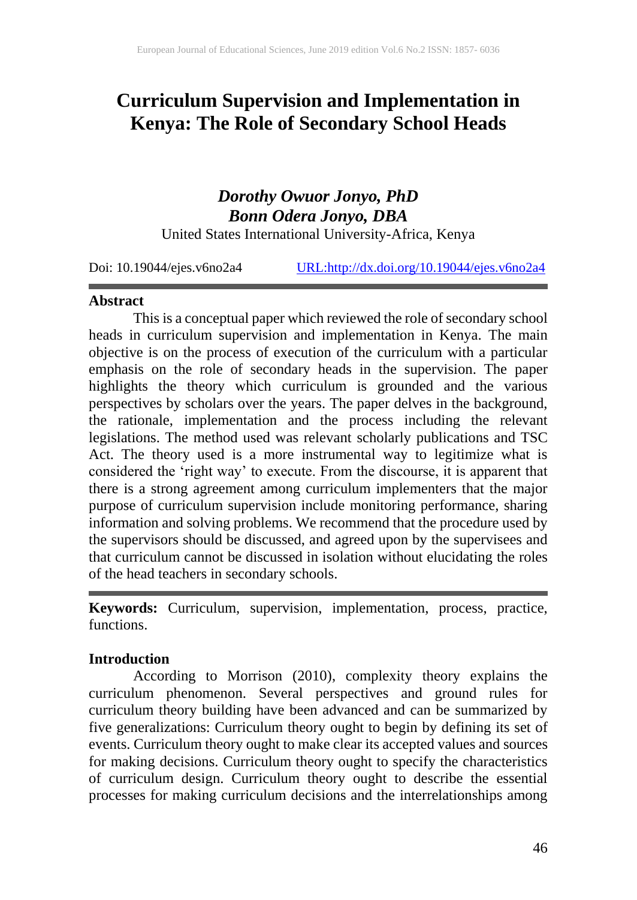# Curriculum Supervision and Implementation in Kenya: The Role of Secondary School Heads

***Dorothy Owuor Jonyo, PhD***
***Bonn Odera Jonyo, DBA***
United States International University-Africa, Kenya

Doi: 10.19044/ejes.v6no2a4 URL:http://dx.doi.org/10.19044/ejes.v6no2a4

## Abstract

This is a conceptual paper which reviewed the role of secondary school heads in curriculum supervision and implementation in Kenya. The main objective is on the process of execution of the curriculum with a particular emphasis on the role of secondary heads in the supervision. The paper highlights the theory which curriculum is grounded and the various perspectives by scholars over the years. The paper delves in the background, the rationale, implementation and the process including the relevant legislations. The method used was relevant scholarly publications and TSC Act. The theory used is a more instrumental way to legitimize what is considered the 'right way' to execute. From the discourse, it is apparent that there is a strong agreement among curriculum implementers that the major purpose of curriculum supervision include monitoring performance, sharing information and solving problems. We recommend that the procedure used by the supervisors should be discussed, and agreed upon by the supervisees and that curriculum cannot be discussed in isolation without elucidating the roles of the head teachers in secondary schools.

**Keywords:** Curriculum, supervision, implementation, process, practice, functions.

## Introduction

According to Morrison (2010), complexity theory explains the curriculum phenomenon. Several perspectives and ground rules for curriculum theory building have been advanced and can be summarized by five generalizations: Curriculum theory ought to begin by defining its set of events. Curriculum theory ought to make clear its accepted values and sources for making decisions. Curriculum theory ought to specify the characteristics of curriculum design. Curriculum theory ought to describe the essential processes for making curriculum decisions and the interrelationships among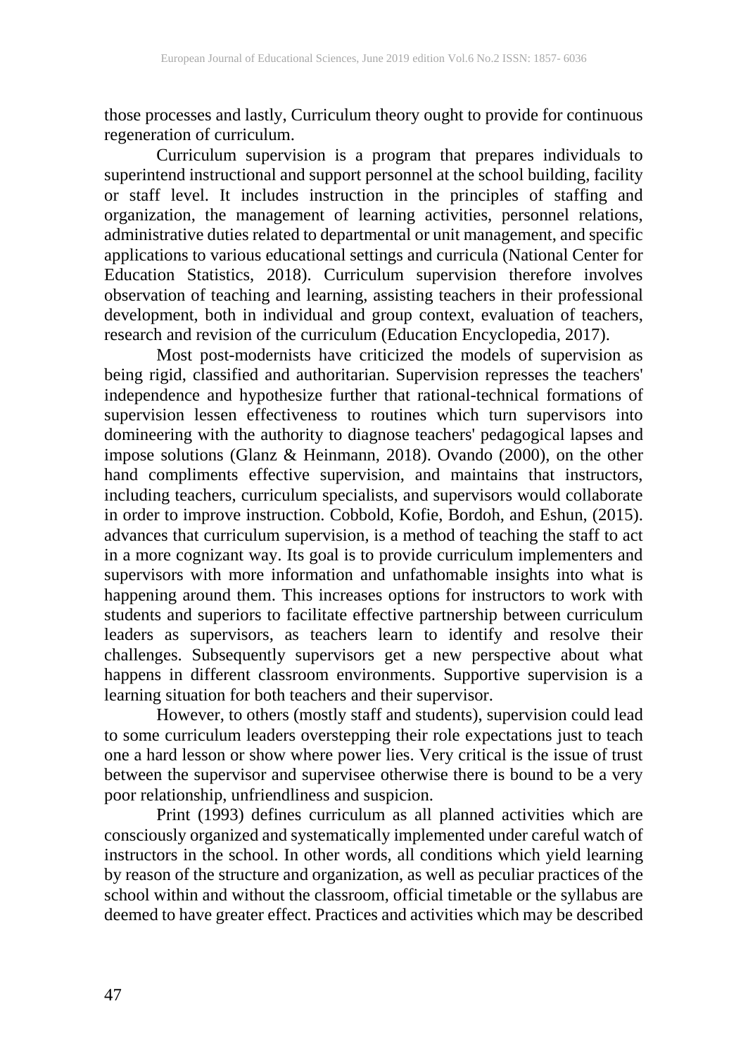those processes and lastly, Curriculum theory ought to provide for continuous regeneration of curriculum.

Curriculum supervision is a program that prepares individuals to superintend instructional and support personnel at the school building, facility or staff level. It includes instruction in the principles of staffing and organization, the management of learning activities, personnel relations, administrative duties related to departmental or unit management, and specific applications to various educational settings and curricula (National Center for Education Statistics, 2018). Curriculum supervision therefore involves observation of teaching and learning, assisting teachers in their professional development, both in individual and group context, evaluation of teachers, research and revision of the curriculum (Education Encyclopedia, 2017).

Most post-modernists have criticized the models of supervision as being rigid, classified and authoritarian. Supervision represses the teachers' independence and hypothesize further that rational-technical formations of supervision lessen effectiveness to routines which turn supervisors into domineering with the authority to diagnose teachers' pedagogical lapses and impose solutions (Glanz & Heinmann, 2018). Ovando (2000), on the other hand compliments effective supervision, and maintains that instructors, including teachers, curriculum specialists, and supervisors would collaborate in order to improve instruction. Cobbold, Kofie, Bordoh, and Eshun, (2015). advances that curriculum supervision, is a method of teaching the staff to act in a more cognizant way. Its goal is to provide curriculum implementers and supervisors with more information and unfathomable insights into what is happening around them. This increases options for instructors to work with students and superiors to facilitate effective partnership between curriculum leaders as supervisors, as teachers learn to identify and resolve their challenges. Subsequently supervisors get a new perspective about what happens in different classroom environments. Supportive supervision is a learning situation for both teachers and their supervisor.

However, to others (mostly staff and students), supervision could lead to some curriculum leaders overstepping their role expectations just to teach one a hard lesson or show where power lies. Very critical is the issue of trust between the supervisor and supervisee otherwise there is bound to be a very poor relationship, unfriendliness and suspicion.

Print (1993) defines curriculum as all planned activities which are consciously organized and systematically implemented under careful watch of instructors in the school. In other words, all conditions which yield learning by reason of the structure and organization, as well as peculiar practices of the school within and without the classroom, official timetable or the syllabus are deemed to have greater effect. Practices and activities which may be described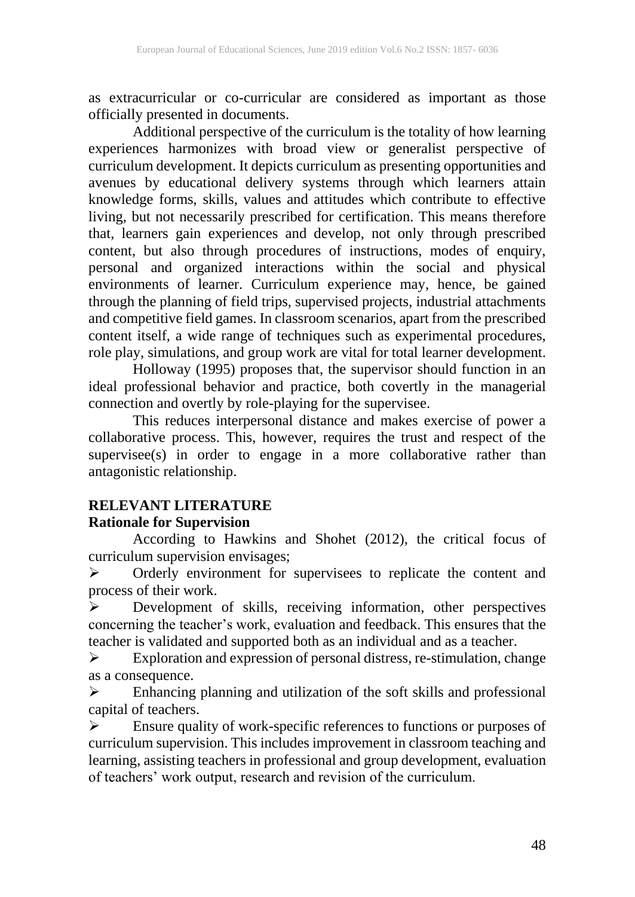as extracurricular or co-curricular are considered as important as those officially presented in documents.

Additional perspective of the curriculum is the totality of how learning experiences harmonizes with broad view or generalist perspective of curriculum development. It depicts curriculum as presenting opportunities and avenues by educational delivery systems through which learners attain knowledge forms, skills, values and attitudes which contribute to effective living, but not necessarily prescribed for certification. This means therefore that, learners gain experiences and develop, not only through prescribed content, but also through procedures of instructions, modes of enquiry, personal and organized interactions within the social and physical environments of learner. Curriculum experience may, hence, be gained through the planning of field trips, supervised projects, industrial attachments and competitive field games. In classroom scenarios, apart from the prescribed content itself, a wide range of techniques such as experimental procedures, role play, simulations, and group work are vital for total learner development.

Holloway (1995) proposes that, the supervisor should function in an ideal professional behavior and practice, both covertly in the managerial connection and overtly by role-playing for the supervisee.

This reduces interpersonal distance and makes exercise of power a collaborative process. This, however, requires the trust and respect of the supervisee(s) in order to engage in a more collaborative rather than antagonistic relationship.

## RELEVANT LITERATURE

### Rationale for Supervision

According to Hawkins and Shohet (2012), the critical focus of curriculum supervision envisages;

- Orderly environment for supervisees to replicate the content and process of their work.
- Development of skills, receiving information, other perspectives concerning the teacher's work, evaluation and feedback. This ensures that the teacher is validated and supported both as an individual and as a teacher.
- Exploration and expression of personal distress, re-stimulation, change as a consequence.
- Enhancing planning and utilization of the soft skills and professional capital of teachers.
- Ensure quality of work-specific references to functions or purposes of curriculum supervision. This includes improvement in classroom teaching and learning, assisting teachers in professional and group development, evaluation of teachers' work output, research and revision of the curriculum.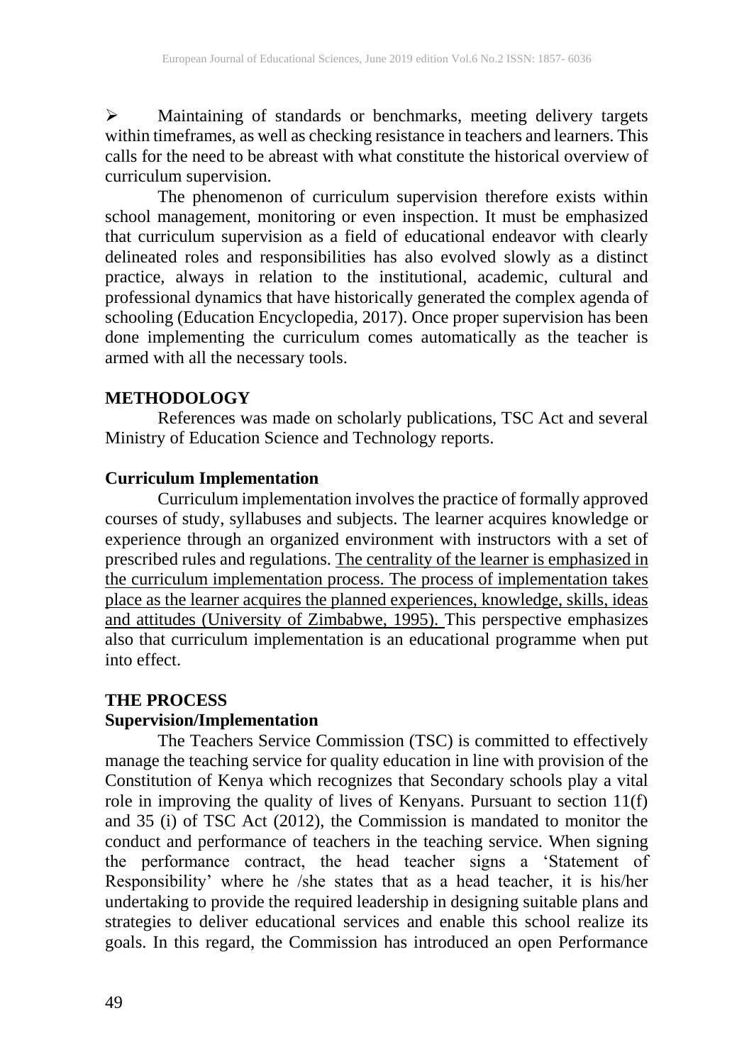- Maintaining of standards or benchmarks, meeting delivery targets within timeframes, as well as checking resistance in teachers and learners. This calls for the need to be abreast with what constitute the historical overview of curriculum supervision.

The phenomenon of curriculum supervision therefore exists within school management, monitoring or even inspection. It must be emphasized that curriculum supervision as a field of educational endeavor with clearly delineated roles and responsibilities has also evolved slowly as a distinct practice, always in relation to the institutional, academic, cultural and professional dynamics that have historically generated the complex agenda of schooling (Education Encyclopedia, 2017). Once proper supervision has been done implementing the curriculum comes automatically as the teacher is armed with all the necessary tools.

## METHODOLOGY

References was made on scholarly publications, TSC Act and several Ministry of Education Science and Technology reports.

### Curriculum Implementation

Curriculum implementation involves the practice of formally approved courses of study, syllabuses and subjects. The learner acquires knowledge or experience through an organized environment with instructors with a set of prescribed rules and regulations. <u>The centrality of the learner is emphasized in the curriculum implementation process. The process of implementation takes place as the learner acquires the planned experiences, knowledge, skills, ideas and attitudes (University of Zimbabwe, 1995).</u> This perspective emphasizes also that curriculum implementation is an educational programme when put into effect.

## THE PROCESS

### Supervision/Implementation

The Teachers Service Commission (TSC) is committed to effectively manage the teaching service for quality education in line with provision of the Constitution of Kenya which recognizes that Secondary schools play a vital role in improving the quality of lives of Kenyans. Pursuant to section 11(f) and 35 (i) of TSC Act (2012), the Commission is mandated to monitor the conduct and performance of teachers in the teaching service. When signing the performance contract, the head teacher signs a 'Statement of Responsibility' where he /she states that as a head teacher, it is his/her undertaking to provide the required leadership in designing suitable plans and strategies to deliver educational services and enable this school realize its goals. In this regard, the Commission has introduced an open Performance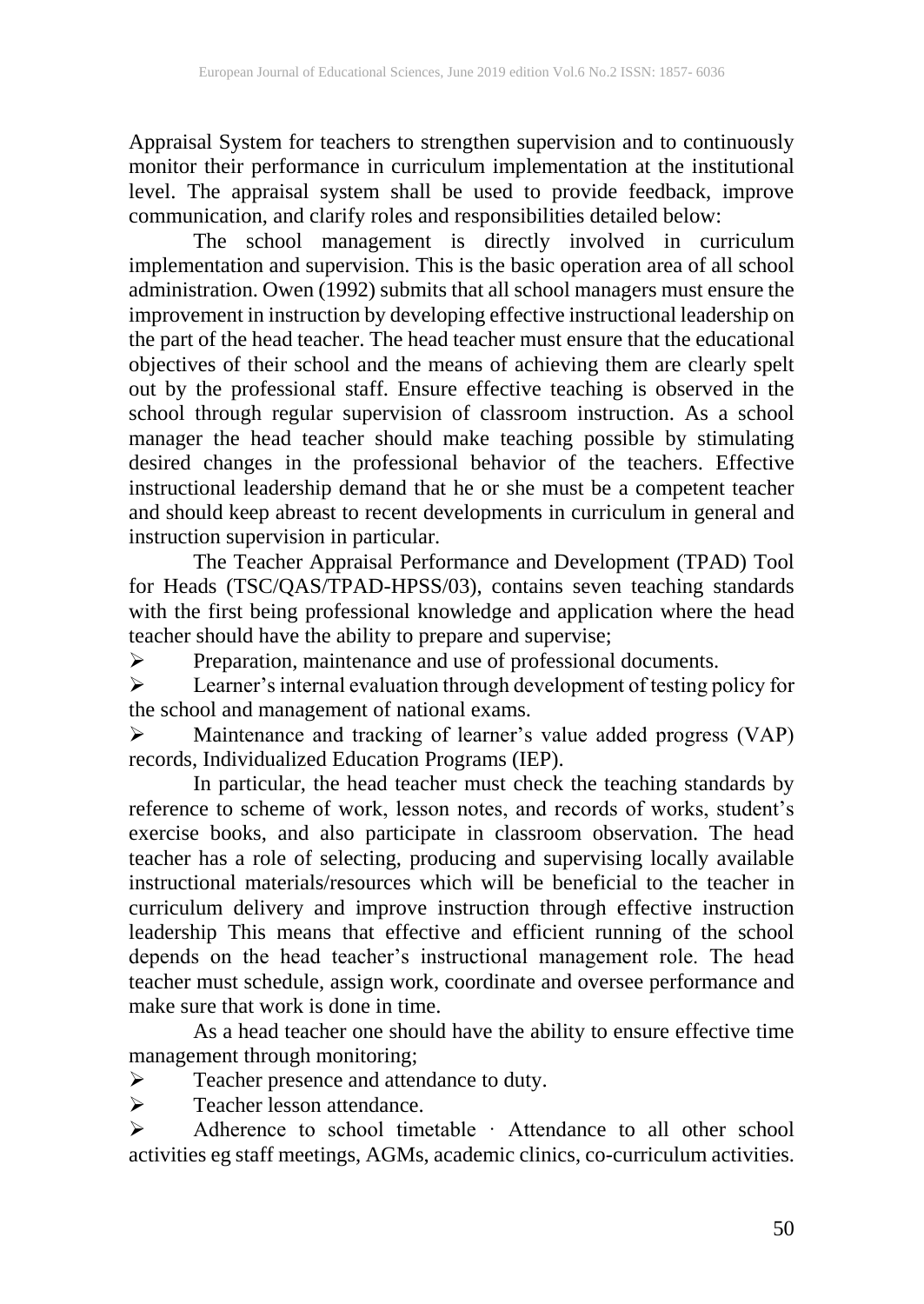Appraisal System for teachers to strengthen supervision and to continuously monitor their performance in curriculum implementation at the institutional level. The appraisal system shall be used to provide feedback, improve communication, and clarify roles and responsibilities detailed below:

The school management is directly involved in curriculum implementation and supervision. This is the basic operation area of all school administration. Owen (1992) submits that all school managers must ensure the improvement in instruction by developing effective instructional leadership on the part of the head teacher. The head teacher must ensure that the educational objectives of their school and the means of achieving them are clearly spelt out by the professional staff. Ensure effective teaching is observed in the school through regular supervision of classroom instruction. As a school manager the head teacher should make teaching possible by stimulating desired changes in the professional behavior of the teachers. Effective instructional leadership demand that he or she must be a competent teacher and should keep abreast to recent developments in curriculum in general and instruction supervision in particular.

The Teacher Appraisal Performance and Development (TPAD) Tool for Heads (TSC/QAS/TPAD-HPSS/03), contains seven teaching standards with the first being professional knowledge and application where the head teacher should have the ability to prepare and supervise;

- Preparation, maintenance and use of professional documents.
- Learner's internal evaluation through development of testing policy for the school and management of national exams.
- Maintenance and tracking of learner's value added progress (VAP) records, Individualized Education Programs (IEP).

In particular, the head teacher must check the teaching standards by reference to scheme of work, lesson notes, and records of works, student's exercise books, and also participate in classroom observation. The head teacher has a role of selecting, producing and supervising locally available instructional materials/resources which will be beneficial to the teacher in curriculum delivery and improve instruction through effective instruction leadership This means that effective and efficient running of the school depends on the head teacher's instructional management role. The head teacher must schedule, assign work, coordinate and oversee performance and make sure that work is done in time.

As a head teacher one should have the ability to ensure effective time management through monitoring;

- Teacher presence and attendance to duty.
- Teacher lesson attendance.
- Adherence to school timetable · Attendance to all other school activities eg staff meetings, AGMs, academic clinics, co-curriculum activities.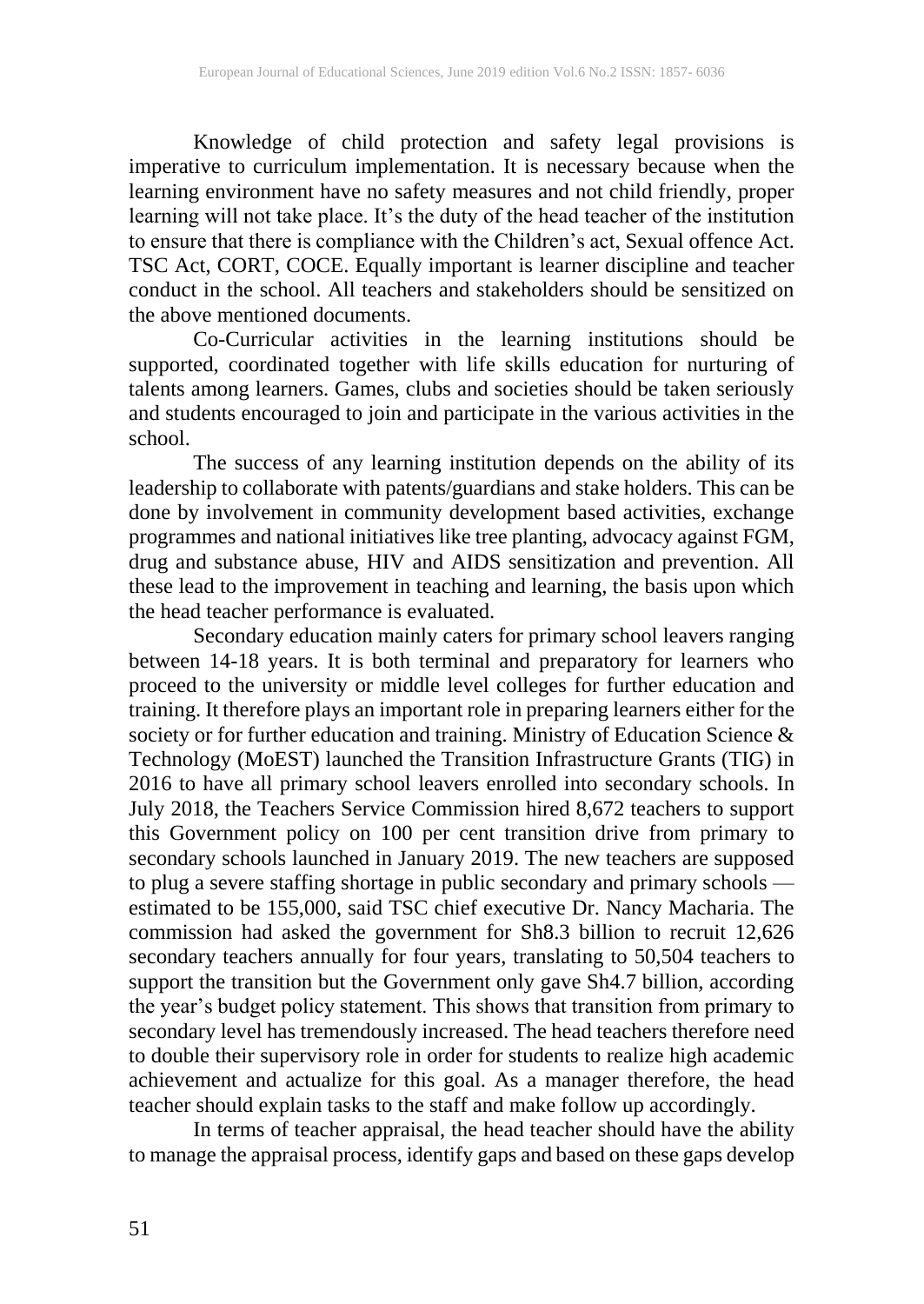Knowledge of child protection and safety legal provisions is imperative to curriculum implementation. It is necessary because when the learning environment have no safety measures and not child friendly, proper learning will not take place. It's the duty of the head teacher of the institution to ensure that there is compliance with the Children's act, Sexual offence Act. TSC Act, CORT, COCE. Equally important is learner discipline and teacher conduct in the school. All teachers and stakeholders should be sensitized on the above mentioned documents.

Co-Curricular activities in the learning institutions should be supported, coordinated together with life skills education for nurturing of talents among learners. Games, clubs and societies should be taken seriously and students encouraged to join and participate in the various activities in the school.

The success of any learning institution depends on the ability of its leadership to collaborate with patents/guardians and stake holders. This can be done by involvement in community development based activities, exchange programmes and national initiatives like tree planting, advocacy against FGM, drug and substance abuse, HIV and AIDS sensitization and prevention. All these lead to the improvement in teaching and learning, the basis upon which the head teacher performance is evaluated.

Secondary education mainly caters for primary school leavers ranging between 14-18 years. It is both terminal and preparatory for learners who proceed to the university or middle level colleges for further education and training. It therefore plays an important role in preparing learners either for the society or for further education and training. Ministry of Education Science & Technology (MoEST) launched the Transition Infrastructure Grants (TIG) in 2016 to have all primary school leavers enrolled into secondary schools. In July 2018, the Teachers Service Commission hired 8,672 teachers to support this Government policy on 100 per cent transition drive from primary to secondary schools launched in January 2019. The new teachers are supposed to plug a severe staffing shortage in public secondary and primary schools — estimated to be 155,000, said TSC chief executive Dr. Nancy Macharia. The commission had asked the government for Sh8.3 billion to recruit 12,626 secondary teachers annually for four years, translating to 50,504 teachers to support the transition but the Government only gave Sh4.7 billion, according the year's budget policy statement. This shows that transition from primary to secondary level has tremendously increased. The head teachers therefore need to double their supervisory role in order for students to realize high academic achievement and actualize for this goal. As a manager therefore, the head teacher should explain tasks to the staff and make follow up accordingly.

In terms of teacher appraisal, the head teacher should have the ability to manage the appraisal process, identify gaps and based on these gaps develop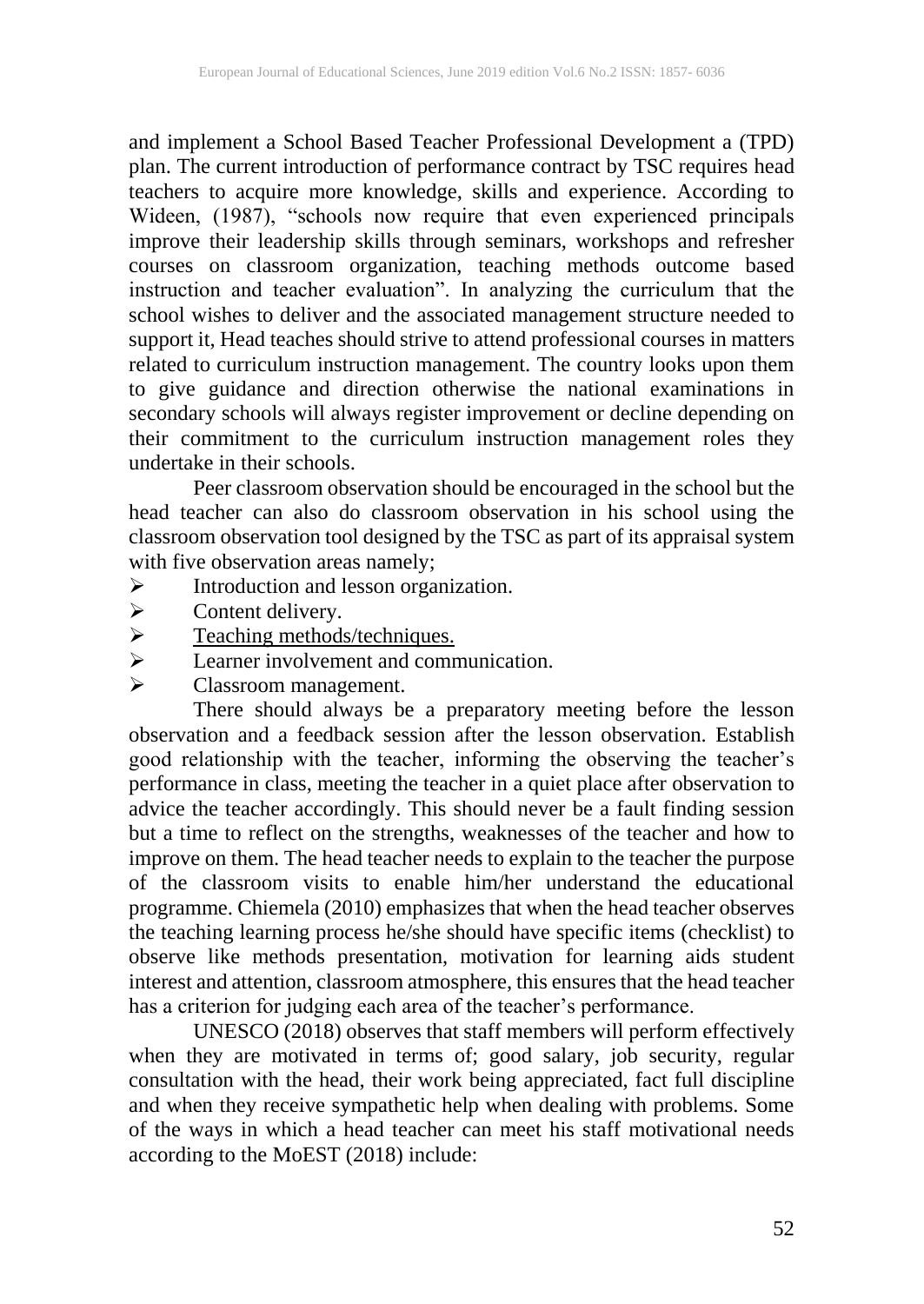and implement a School Based Teacher Professional Development a (TPD) plan. The current introduction of performance contract by TSC requires head teachers to acquire more knowledge, skills and experience. According to Wideen, (1987), "schools now require that even experienced principals improve their leadership skills through seminars, workshops and refresher courses on classroom organization, teaching methods outcome based instruction and teacher evaluation". In analyzing the curriculum that the school wishes to deliver and the associated management structure needed to support it, Head teaches should strive to attend professional courses in matters related to curriculum instruction management. The country looks upon them to give guidance and direction otherwise the national examinations in secondary schools will always register improvement or decline depending on their commitment to the curriculum instruction management roles they undertake in their schools.

Peer classroom observation should be encouraged in the school but the head teacher can also do classroom observation in his school using the classroom observation tool designed by the TSC as part of its appraisal system with five observation areas namely;

- Introduction and lesson organization.
- Content delivery.
- Teaching methods/techniques.
- Learner involvement and communication.
- Classroom management.

There should always be a preparatory meeting before the lesson observation and a feedback session after the lesson observation. Establish good relationship with the teacher, informing the observing the teacher's performance in class, meeting the teacher in a quiet place after observation to advice the teacher accordingly. This should never be a fault finding session but a time to reflect on the strengths, weaknesses of the teacher and how to improve on them. The head teacher needs to explain to the teacher the purpose of the classroom visits to enable him/her understand the educational programme. Chiemela (2010) emphasizes that when the head teacher observes the teaching learning process he/she should have specific items (checklist) to observe like methods presentation, motivation for learning aids student interest and attention, classroom atmosphere, this ensures that the head teacher has a criterion for judging each area of the teacher's performance.

UNESCO (2018) observes that staff members will perform effectively when they are motivated in terms of; good salary, job security, regular consultation with the head, their work being appreciated, fact full discipline and when they receive sympathetic help when dealing with problems. Some of the ways in which a head teacher can meet his staff motivational needs according to the MoEST (2018) include: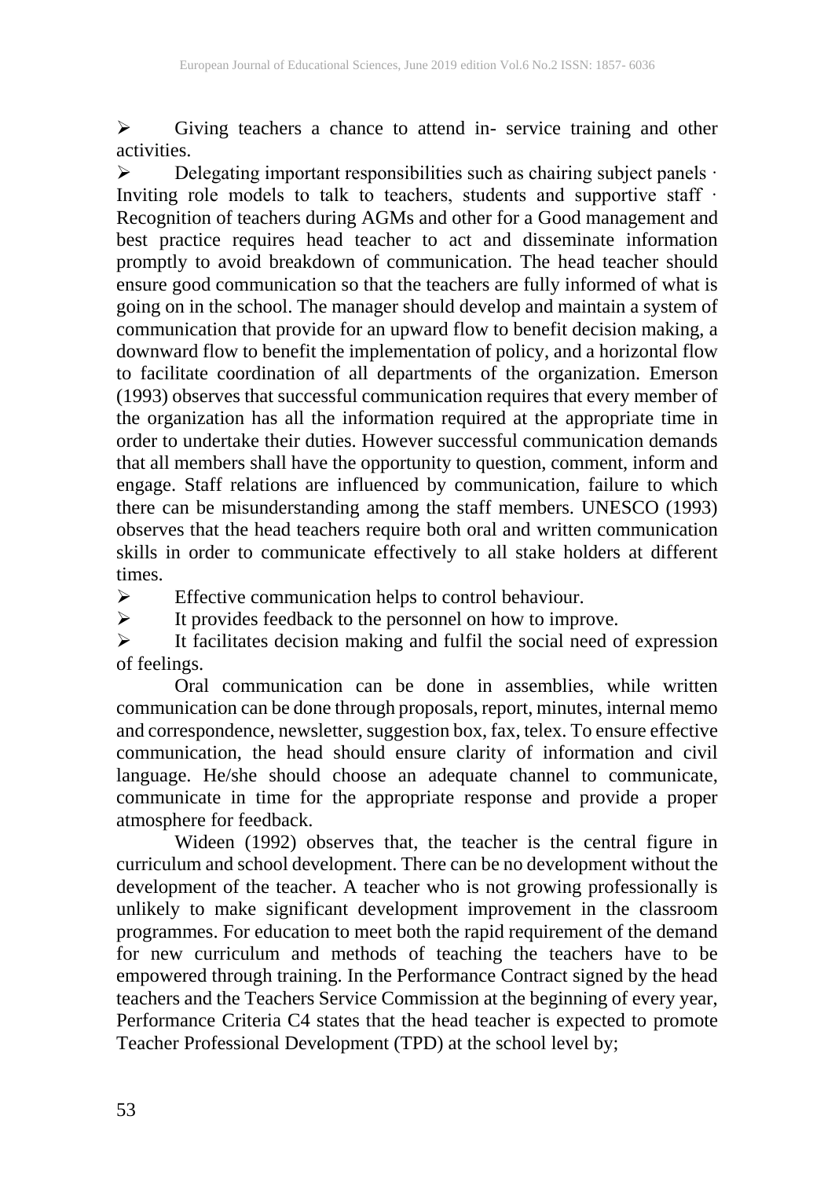- Giving teachers a chance to attend in- service training and other activities.
- Delegating important responsibilities such as chairing subject panels · Inviting role models to talk to teachers, students and supportive staff · Recognition of teachers during AGMs and other for a Good management and best practice requires head teacher to act and disseminate information promptly to avoid breakdown of communication. The head teacher should ensure good communication so that the teachers are fully informed of what is going on in the school. The manager should develop and maintain a system of communication that provide for an upward flow to benefit decision making, a downward flow to benefit the implementation of policy, and a horizontal flow to facilitate coordination of all departments of the organization. Emerson (1993) observes that successful communication requires that every member of the organization has all the information required at the appropriate time in order to undertake their duties. However successful communication demands that all members shall have the opportunity to question, comment, inform and engage. Staff relations are influenced by communication, failure to which there can be misunderstanding among the staff members. UNESCO (1993) observes that the head teachers require both oral and written communication skills in order to communicate effectively to all stake holders at different times.
- Effective communication helps to control behaviour.
- It provides feedback to the personnel on how to improve.
- It facilitates decision making and fulfil the social need of expression of feelings.

Oral communication can be done in assemblies, while written communication can be done through proposals, report, minutes, internal memo and correspondence, newsletter, suggestion box, fax, telex. To ensure effective communication, the head should ensure clarity of information and civil language. He/she should choose an adequate channel to communicate, communicate in time for the appropriate response and provide a proper atmosphere for feedback.

Wideen (1992) observes that, the teacher is the central figure in curriculum and school development. There can be no development without the development of the teacher. A teacher who is not growing professionally is unlikely to make significant development improvement in the classroom programmes. For education to meet both the rapid requirement of the demand for new curriculum and methods of teaching the teachers have to be empowered through training. In the Performance Contract signed by the head teachers and the Teachers Service Commission at the beginning of every year, Performance Criteria C4 states that the head teacher is expected to promote Teacher Professional Development (TPD) at the school level by;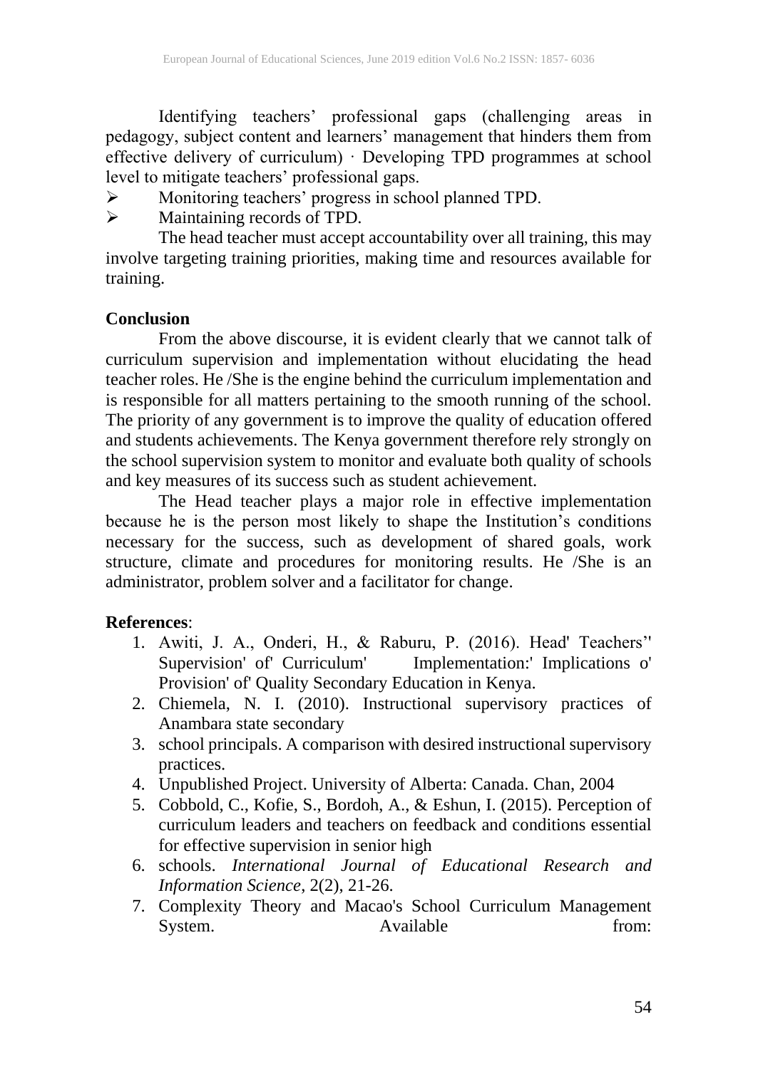Identifying teachers' professional gaps (challenging areas in pedagogy, subject content and learners' management that hinders them from effective delivery of curriculum) · Developing TPD programmes at school level to mitigate teachers' professional gaps.

- Monitoring teachers' progress in school planned TPD.
- Maintaining records of TPD.

The head teacher must accept accountability over all training, this may involve targeting training priorities, making time and resources available for training.

**Conclusion**

From the above discourse, it is evident clearly that we cannot talk of curriculum supervision and implementation without elucidating the head teacher roles. He /She is the engine behind the curriculum implementation and is responsible for all matters pertaining to the smooth running of the school. The priority of any government is to improve the quality of education offered and students achievements. The Kenya government therefore rely strongly on the school supervision system to monitor and evaluate both quality of schools and key measures of its success such as student achievement.

The Head teacher plays a major role in effective implementation because he is the person most likely to shape the Institution's conditions necessary for the success, such as development of shared goals, work structure, climate and procedures for monitoring results. He /She is an administrator, problem solver and a facilitator for change.

**References**:

1. Awiti, J. A., Onderi, H., & Raburu, P. (2016). Head' Teachers'' Supervision' of' Curriculum' Implementation:' Implications o' Provision' of' Quality Secondary Education in Kenya.
2. Chiemela, N. I. (2010). Instructional supervisory practices of Anambara state secondary
3. school principals. A comparison with desired instructional supervisory practices.
4. Unpublished Project. University of Alberta: Canada. Chan, 2004
5. Cobbold, C., Kofie, S., Bordoh, A., & Eshun, I. (2015). Perception of curriculum leaders and teachers on feedback and conditions essential for effective supervision in senior high
6. schools. *International Journal of Educational Research and Information Science*, 2(2), 21-26.
7. Complexity Theory and Macao's School Curriculum Management System. Available from: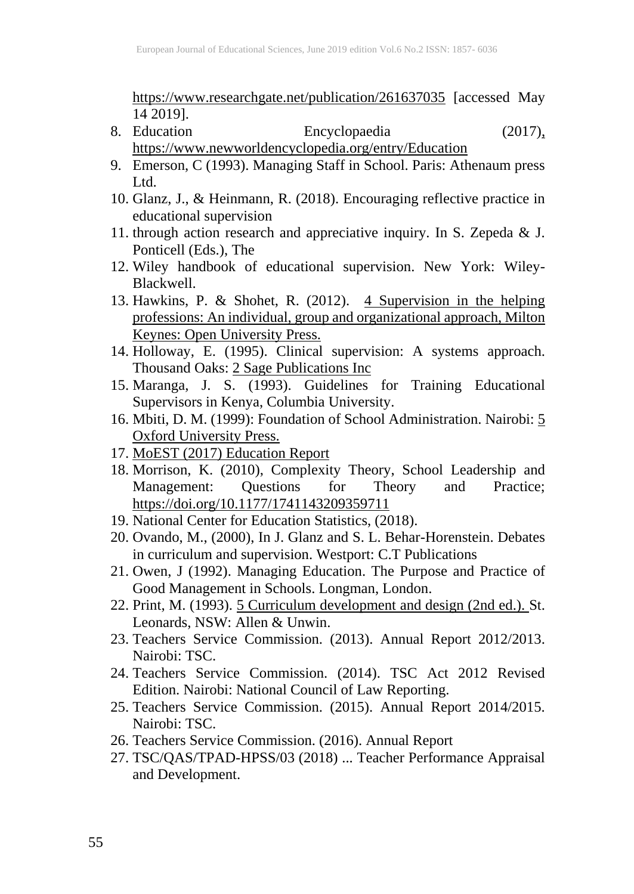https://www.researchgate.net/publication/261637035 [accessed May 14 2019].

8. Education Encyclopaedia (2017), https://www.newworldencyclopedia.org/entry/Education
9. Emerson, C (1993). Managing Staff in School. Paris: Athenaum press Ltd.
10. Glanz, J., & Heinmann, R. (2018). Encouraging reflective practice in educational supervision
11. through action research and appreciative inquiry. In S. Zepeda & J. Ponticell (Eds.), The
12. Wiley handbook of educational supervision. New York: Wiley-Blackwell.
13. Hawkins, P. & Shohet, R. (2012). 4 Supervision in the helping professions: An individual, group and organizational approach, Milton Keynes: Open University Press.
14. Holloway, E. (1995). Clinical supervision: A systems approach. Thousand Oaks: 2 Sage Publications Inc
15. Maranga, J. S. (1993). Guidelines for Training Educational Supervisors in Kenya, Columbia University.
16. Mbiti, D. M. (1999): Foundation of School Administration. Nairobi: 5 Oxford University Press.
17. MoEST (2017) Education Report
18. Morrison, K. (2010), Complexity Theory, School Leadership and Management: Questions for Theory and Practice; https://doi.org/10.1177/1741143209359711
19. National Center for Education Statistics, (2018).
20. Ovando, M., (2000), In J. Glanz and S. L. Behar-Horenstein. Debates in curriculum and supervision. Westport: C.T Publications
21. Owen, J (1992). Managing Education. The Purpose and Practice of Good Management in Schools. Longman, London.
22. Print, M. (1993). 5 Curriculum development and design (2nd ed.). St. Leonards, NSW: Allen & Unwin.
23. Teachers Service Commission. (2013). Annual Report 2012/2013. Nairobi: TSC.
24. Teachers Service Commission. (2014). TSC Act 2012 Revised Edition. Nairobi: National Council of Law Reporting.
25. Teachers Service Commission. (2015). Annual Report 2014/2015. Nairobi: TSC.
26. Teachers Service Commission. (2016). Annual Report
27. TSC/QAS/TPAD-HPSS/03 (2018) ... Teacher Performance Appraisal and Development.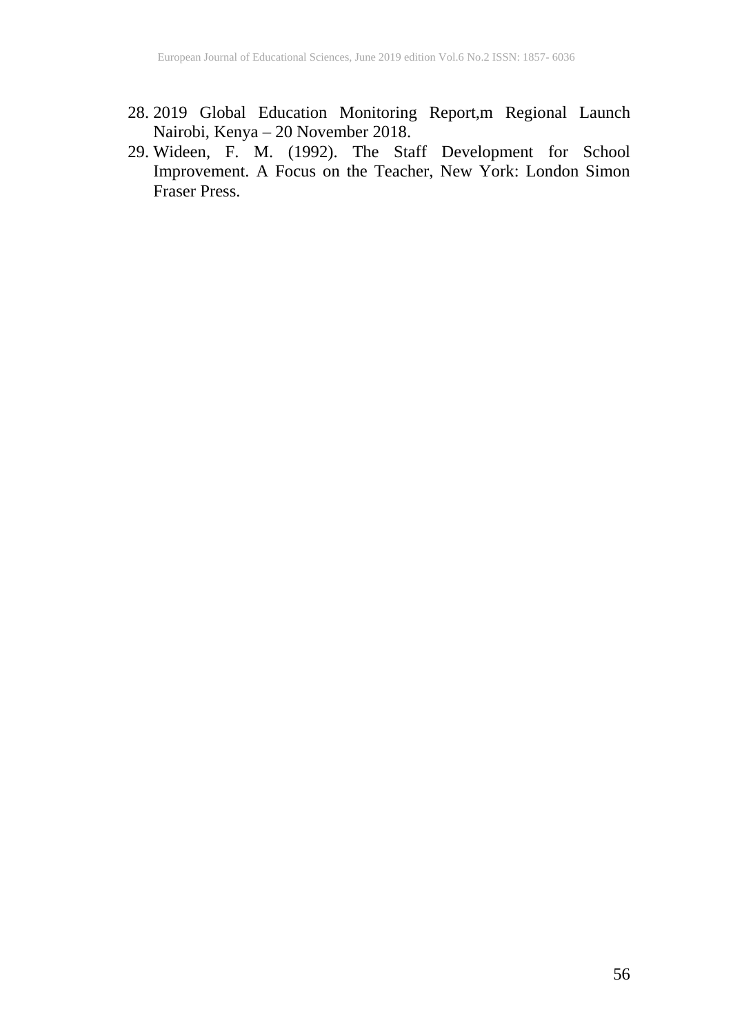28. 2019 Global Education Monitoring Report,m Regional Launch Nairobi, Kenya – 20 November 2018.
29. Wideen, F. M. (1992). The Staff Development for School Improvement. A Focus on the Teacher, New York: London Simon Fraser Press.